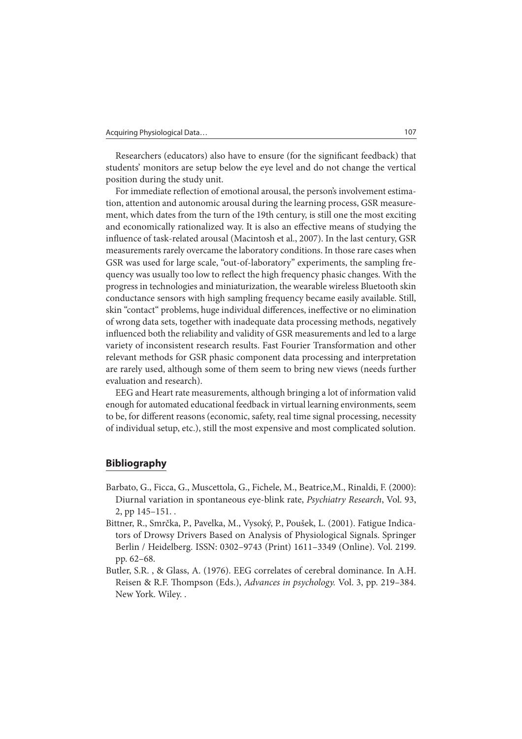Researchers (educators) also have to ensure (for the significant feedback) that students' monitors are setup below the eye level and do not change the vertical position during the study unit.

For immediate reflection of emotional arousal, the person's involvement estimation, attention and autonomic arousal during the learning process, GSR measurement, which dates from the turn of the 19th century, is still one the most exciting and economically rationalized way. It is also an effective means of studying the influence of task-related arousal (Macintosh et al., 2007). In the last century, GSR measurements rarely overcame the laboratory conditions. In those rare cases when GSR was used for large scale, "out-of-laboratory" experiments, the sampling frequency was usually too low to reflect the high frequency phasic changes. With the progress in technologies and miniaturization, the wearable wireless Bluetooth skin conductance sensors with high sampling frequency became easily available. Still, skin "contact" problems, huge individual differences, ineffective or no elimination of wrong data sets, together with inadequate data processing methods, negatively influenced both the reliability and validity of GSR measurements and led to a large variety of inconsistent research results. Fast Fourier Transformation and other relevant methods for GSR phasic component data processing and interpretation are rarely used, although some of them seem to bring new views (needs further evaluation and research).

EEG and Heart rate measurements, although bringing a lot of information valid enough for automated educational feedback in virtual learning environments, seem to be, for different reasons (economic, safety, real time signal processing, necessity of individual setup, etc.), still the most expensive and most complicated solution.

## Bibliography

Barbato, G., Ficca, G., Muscettola, G., Fichele, M., Beatrice,M., Rinaldi, F. (2000): Diurnal variation in spontaneous eye-blink rate, *Psychiatry Research*, Vol. 93, 2, pp 145–151. .

Bittner, R., Smrčka, P., Pavelka, M., Vysoký, P., Poušek, L. (2001). Fatigue Indicators of Drowsy Drivers Based on Analysis of Physiological Signals. Springer Berlin / Heidelberg. ISSN: 0302–9743 (Print) 1611–3349 (Online). Vol. 2199. pp. 62–68.

Butler, S.R. , & Glass, A. (1976). EEG correlates of cerebral dominance. In A.H. Reisen & R.F. Thompson (Eds.), *Advances in psychology.* Vol. 3, pp. 219–384. New York. Wiley. .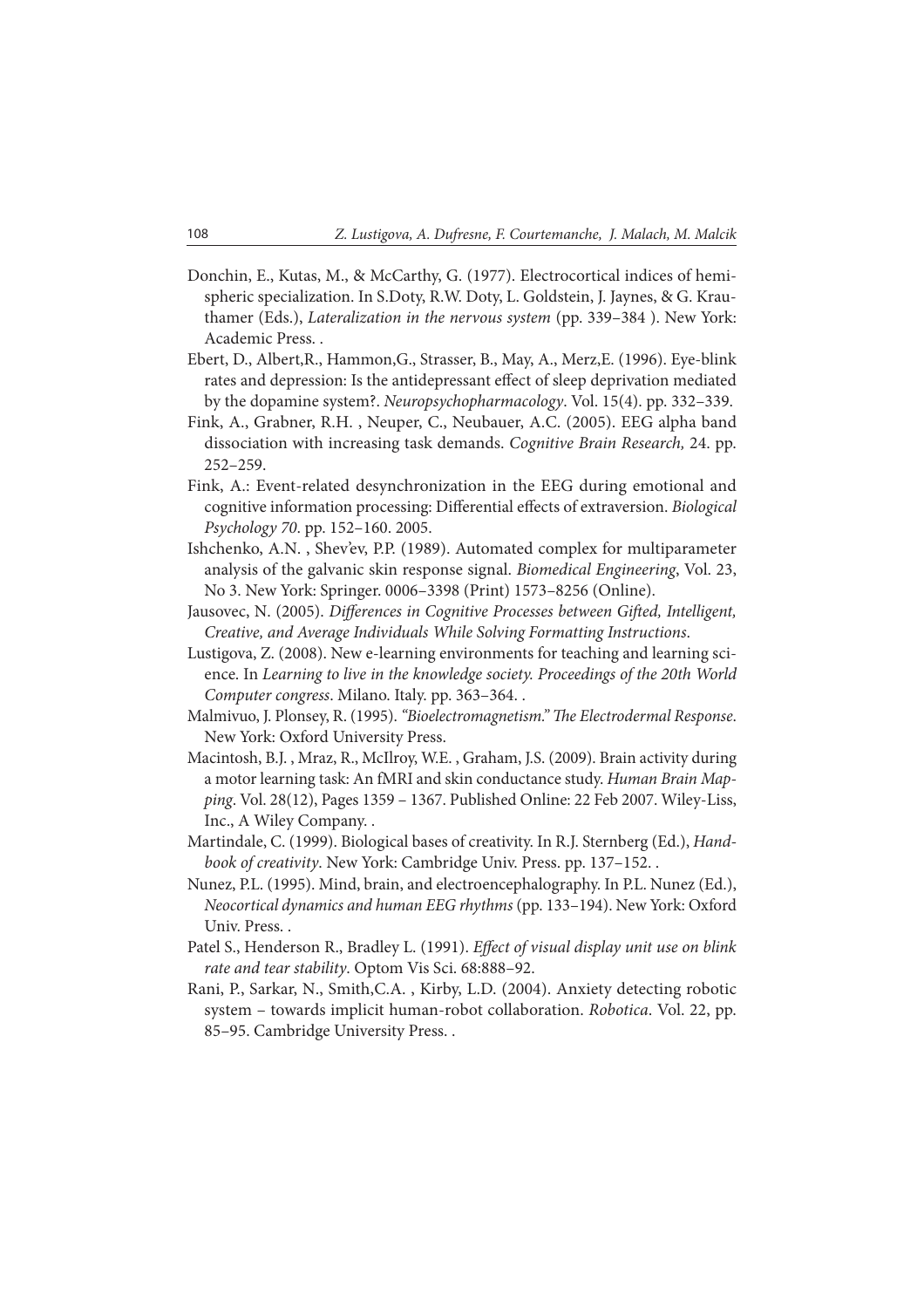Donchin, E., Kutas, M., & McCarthy, G. (1977). Electrocortical indices of hemispheric specialization. In S.Doty, R.W. Doty, L. Goldstein, J. Jaynes, & G. Krauthamer (Eds.), *Lateralization in the nervous system* (pp. 339–384 ). New York: Academic Press. .

Ebert, D., Albert,R., Hammon,G., Strasser, B., May, A., Merz,E. (1996). Eye-blink rates and depression: Is the antidepressant effect of sleep deprivation mediated by the dopamine system?. *Neuropsychopharmacology*. Vol. 15(4). pp. 332–339.

Fink, A., Grabner, R.H. , Neuper, C., Neubauer, A.C. (2005). EEG alpha band dissociation with increasing task demands. *Cognitive Brain Research,* 24. pp. 252–259.

Fink, A.: Event-related desynchronization in the EEG during emotional and cognitive information processing: Differential effects of extraversion. *Biological Psychology 70*. pp. 152–160. 2005.

Ishchenko, A.N. , Shev'ev, P.P. (1989). Automated complex for multiparameter analysis of the galvanic skin response signal. *Biomedical Engineering*, Vol. 23, No 3. New York: Springer. 0006–3398 (Print) 1573–8256 (Online).

Jausovec, N. (2005). *Differences in Cognitive Processes between Gifted, Intelligent, Creative, and Average Individuals While Solving Formatting Instructions*.

Lustigova, Z. (2008). New e-learning environments for teaching and learning science. In *Learning to live in the knowledge society. Proceedings of the 20th World Computer congress*. Milano. Italy. pp. 363–364. .

Malmivuo, J. Plonsey, R. (1995). *"Bioelectromagnetism." The Electrodermal Response*. New York: Oxford University Press.

Macintosh, B.J. , Mraz, R., McIlroy, W.E. , Graham, J.S. (2009). Brain activity during a motor learning task: An fMRI and skin conductance study. *Human Brain Mapping*. Vol. 28(12), Pages 1359 – 1367. Published Online: 22 Feb 2007. Wiley-Liss, Inc., A Wiley Company. .

Martindale, C. (1999). Biological bases of creativity. In R.J. Sternberg (Ed.), *Handbook of creativity*. New York: Cambridge Univ. Press. pp. 137–152. .

Nunez, P.L. (1995). Mind, brain, and electroencephalography. In P.L. Nunez (Ed.), *Neocortical dynamics and human EEG rhythms* (pp. 133–194). New York: Oxford Univ. Press. .

Patel S., Henderson R., Bradley L. (1991). *Effect of visual display unit use on blink rate and tear stability*. Optom Vis Sci. 68:888–92.

Rani, P., Sarkar, N., Smith,C.A. , Kirby, L.D. (2004). Anxiety detecting robotic system – towards implicit human-robot collaboration. *Robotica*. Vol. 22, pp. 85–95. Cambridge University Press. .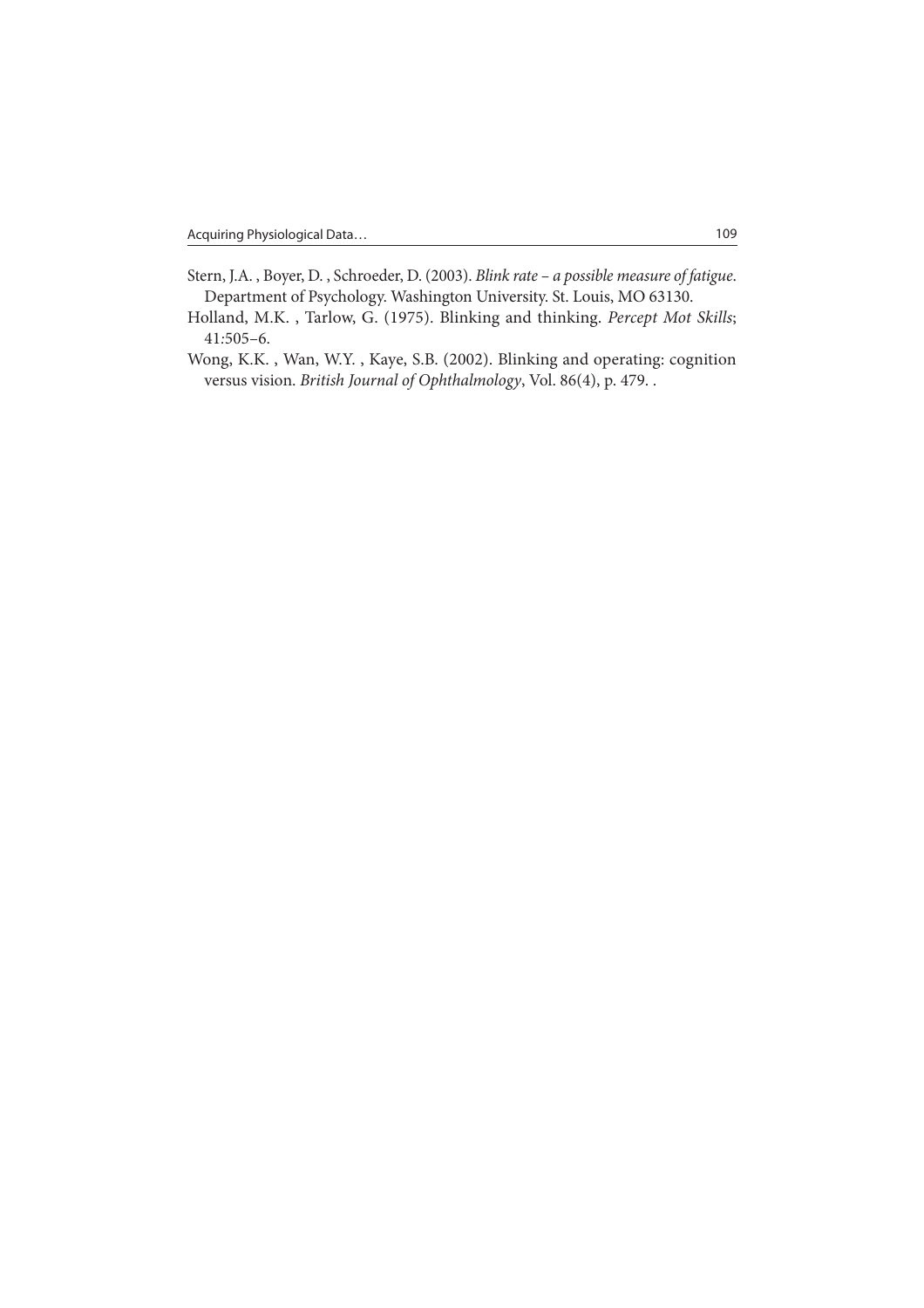Stern, J.A. , Boyer, D. , Schroeder, D. (2003). *Blink rate – a possible measure of fatigue*. Department of Psychology. Washington University. St. Louis, MO 63130.

Holland, M.K. , Tarlow, G. (1975). Blinking and thinking. *Percept Mot Skills*; 41:505–6.

Wong, K.K. , Wan, W.Y. , Kaye, S.B. (2002). Blinking and operating: cognition versus vision. *British Journal of Ophthalmology*, Vol. 86(4), p. 479. .